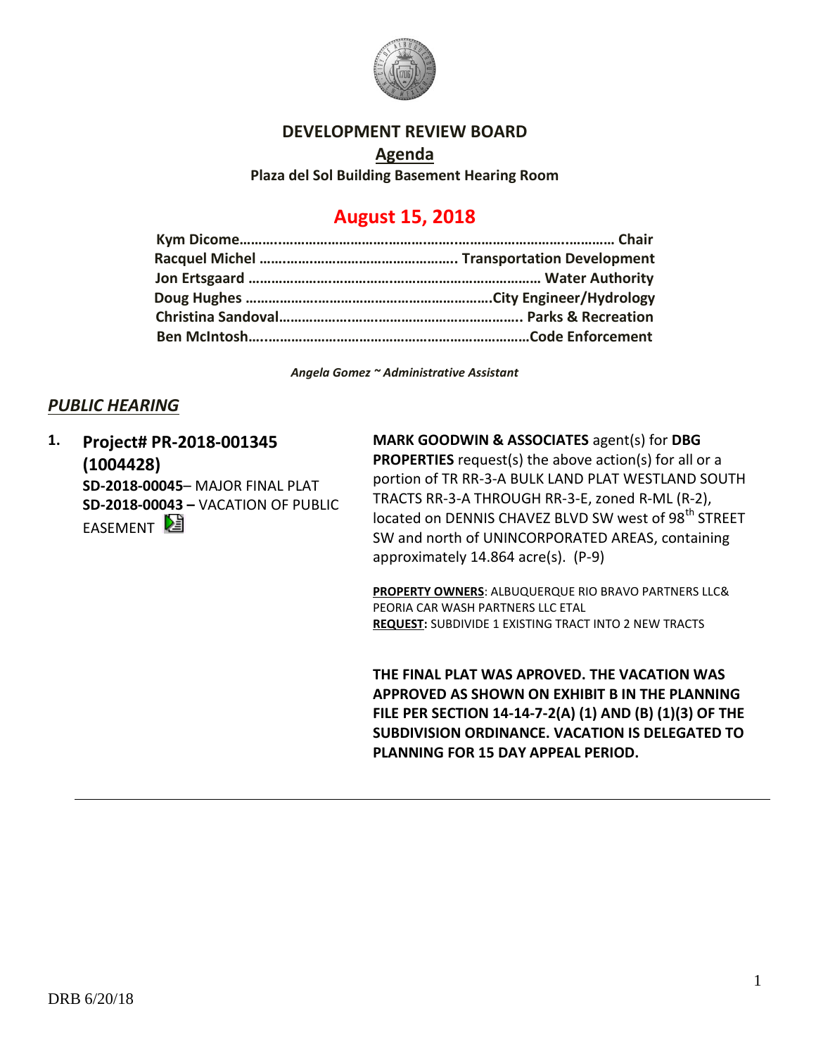# DEVELOPMENT REVIEW BOARD

## Agenda

**Plaza del Sol Building Basement Hearing Room**

## August 15, 2018

**Kym Dicome……………………………………………………………………………… Chair**
**Racquel Michel …………………………………………… Transportation Development**
**Jon Ertsgaard …………………………………………………………………… Water Authority**
**Doug Hughes ……………………………………………………………City Engineer/Hydrology**
**Christina Sandoval……………………………………………………….. Parks & Recreation**
**Ben McIntosh…………………………………………………………………Code Enforcement**

***Angela Gomez ~ Administrative Assistant***

## *PUBLIC HEARING*

**1. Project# PR-2018-001345 (1004428)**
**SD-2018-00045**– MAJOR FINAL PLAT
**SD-2018-00043 –** VACATION OF PUBLIC EASEMENT

**MARK GOODWIN & ASSOCIATES** agent(s) for **DBG PROPERTIES** request(s) the above action(s) for all or a portion of TR RR-3-A BULK LAND PLAT WESTLAND SOUTH TRACTS RR-3-A THROUGH RR-3-E, zoned R-ML (R-2), located on DENNIS CHAVEZ BLVD SW west of 98th STREET SW and north of UNINCORPORATED AREAS, containing approximately 14.864 acre(s). (P-9)

**PROPERTY OWNERS**: ALBUQUERQUE RIO BRAVO PARTNERS LLC& PEORIA CAR WASH PARTNERS LLC ETAL
**REQUEST:** SUBDIVIDE 1 EXISTING TRACT INTO 2 NEW TRACTS

**THE FINAL PLAT WAS APROVED. THE VACATION WAS APPROVED AS SHOWN ON EXHIBIT B IN THE PLANNING FILE PER SECTION 14-14-7-2(A) (1) AND (B) (1)(3) OF THE SUBDIVISION ORDINANCE. VACATION IS DELEGATED TO PLANNING FOR 15 DAY APPEAL PERIOD.**

---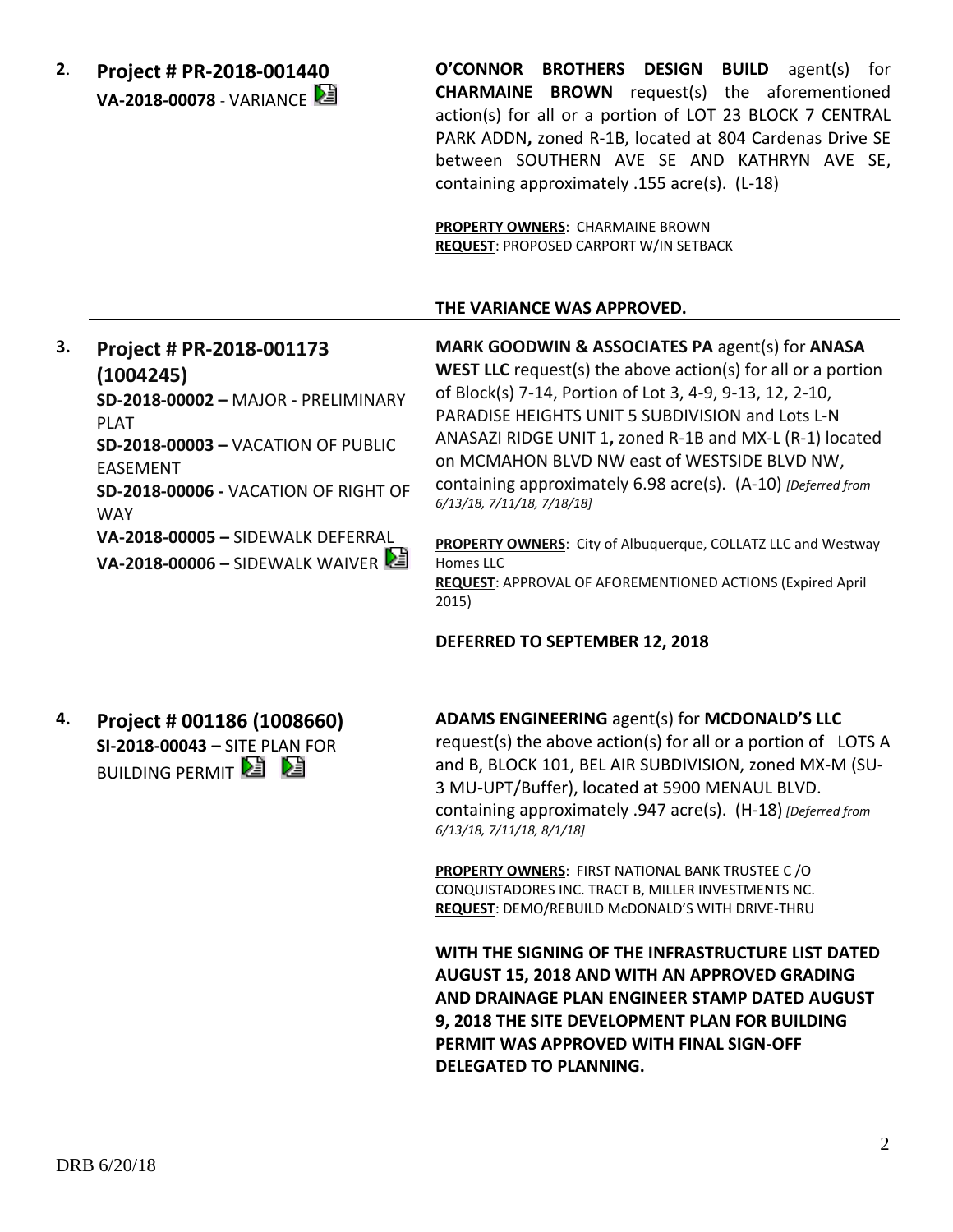2. **Project # PR-2018-001440**
**VA-2018-00078** - VARIANCE

**O'CONNOR BROTHERS DESIGN BUILD** agent(s) for **CHARMAINE BROWN** request(s) the aforementioned action(s) for all or a portion of LOT 23 BLOCK 7 CENTRAL PARK ADDN**,** zoned R-1B, located at 804 Cardenas Drive SE between SOUTHERN AVE SE AND KATHRYN AVE SE, containing approximately .155 acre(s). (L-18)

**PROPERTY OWNERS**: CHARMAINE BROWN
**REQUEST**: PROPOSED CARPORT W/IN SETBACK

**THE VARIANCE WAS APPROVED.**

---

3. **Project # PR-2018-001173 (1004245)**
**SD-2018-00002 –** MAJOR **-** PRELIMINARY PLAT
**SD-2018-00003 –** VACATION OF PUBLIC EASEMENT
**SD-2018-00006 -** VACATION OF RIGHT OF WAY
**VA-2018-00005 –** SIDEWALK DEFERRAL
**VA-2018-00006 –** SIDEWALK WAIVER

**MARK GOODWIN & ASSOCIATES PA** agent(s) for **ANASA WEST LLC** request(s) the above action(s) for all or a portion of Block(s) 7-14, Portion of Lot 3, 4-9, 9-13, 12, 2-10, PARADISE HEIGHTS UNIT 5 SUBDIVISION and Lots L-N ANASAZI RIDGE UNIT 1**,** zoned R-1B and MX-L (R-1) located on MCMAHON BLVD NW east of WESTSIDE BLVD NW, containing approximately 6.98 acre(s). (A-10) *[Deferred from 6/13/18, 7/11/18, 7/18/18]*

**PROPERTY OWNERS**: City of Albuquerque, COLLATZ LLC and Westway Homes LLC
**REQUEST**: APPROVAL OF AFOREMENTIONED ACTIONS (Expired April 2015)

**DEFERRED TO SEPTEMBER 12, 2018**

---

4. **Project # 001186 (1008660)**
**SI-2018-00043 –** SITE PLAN FOR BUILDING PERMIT

**ADAMS ENGINEERING** agent(s) for **MCDONALD'S LLC** request(s) the above action(s) for all or a portion of LOTS A and B, BLOCK 101, BEL AIR SUBDIVISION, zoned MX-M (SU-3 MU-UPT/Buffer), located at 5900 MENAUL BLVD. containing approximately .947 acre(s). (H-18) *[Deferred from 6/13/18, 7/11/18, 8/1/18]*

**PROPERTY OWNERS**: FIRST NATIONAL BANK TRUSTEE C /O CONQUISTADORES INC. TRACT B, MILLER INVESTMENTS NC.
**REQUEST**: DEMO/REBUILD McDONALD'S WITH DRIVE-THRU

**WITH THE SIGNING OF THE INFRASTRUCTURE LIST DATED AUGUST 15, 2018 AND WITH AN APPROVED GRADING AND DRAINAGE PLAN ENGINEER STAMP DATED AUGUST 9, 2018 THE SITE DEVELOPMENT PLAN FOR BUILDING PERMIT WAS APPROVED WITH FINAL SIGN-OFF DELEGATED TO PLANNING.**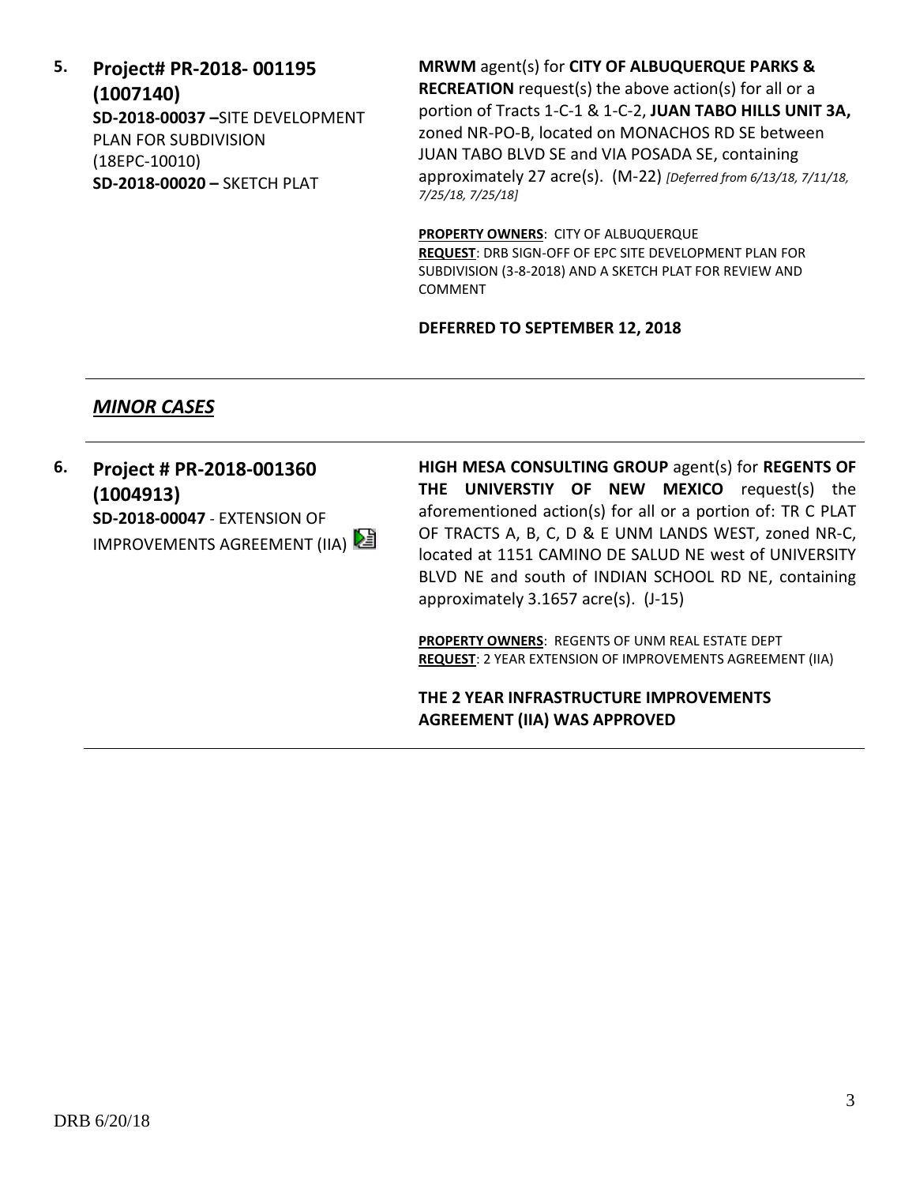**5.** **Project# PR-2018- 001195 (1007140)**
**SD-2018-00037 –**SITE DEVELOPMENT PLAN FOR SUBDIVISION (18EPC-10010)
**SD-2018-00020 –** SKETCH PLAT

**MRWM** agent(s) for **CITY OF ALBUQUERQUE PARKS & RECREATION** request(s) the above action(s) for all or a portion of Tracts 1-C-1 & 1-C-2, **JUAN TABO HILLS UNIT 3A,** zoned NR-PO-B, located on MONACHOS RD SE between JUAN TABO BLVD SE and VIA POSADA SE, containing approximately 27 acre(s). (M-22) *[Deferred from 6/13/18, 7/11/18, 7/25/18, 7/25/18]*

**PROPERTY OWNERS**: CITY OF ALBUQUERQUE
**REQUEST**: DRB SIGN-OFF OF EPC SITE DEVELOPMENT PLAN FOR SUBDIVISION (3-8-2018) AND A SKETCH PLAT FOR REVIEW AND COMMENT

**DEFERRED TO SEPTEMBER 12, 2018**

---

## ***MINOR CASES***

---

**6.** **Project # PR-2018-001360 (1004913)**
**SD-2018-00047** - EXTENSION OF IMPROVEMENTS AGREEMENT (IIA)

**HIGH MESA CONSULTING GROUP** agent(s) for **REGENTS OF THE UNIVERSTIY OF NEW MEXICO** request(s) the aforementioned action(s) for all or a portion of: TR C PLAT OF TRACTS A, B, C, D & E UNM LANDS WEST, zoned NR-C, located at 1151 CAMINO DE SALUD NE west of UNIVERSITY BLVD NE and south of INDIAN SCHOOL RD NE, containing approximately 3.1657 acre(s). (J-15)

**PROPERTY OWNERS**: REGENTS OF UNM REAL ESTATE DEPT
**REQUEST**: 2 YEAR EXTENSION OF IMPROVEMENTS AGREEMENT (IIA)

**THE 2 YEAR INFRASTRUCTURE IMPROVEMENTS AGREEMENT (IIA) WAS APPROVED**

---

DRB 6/20/18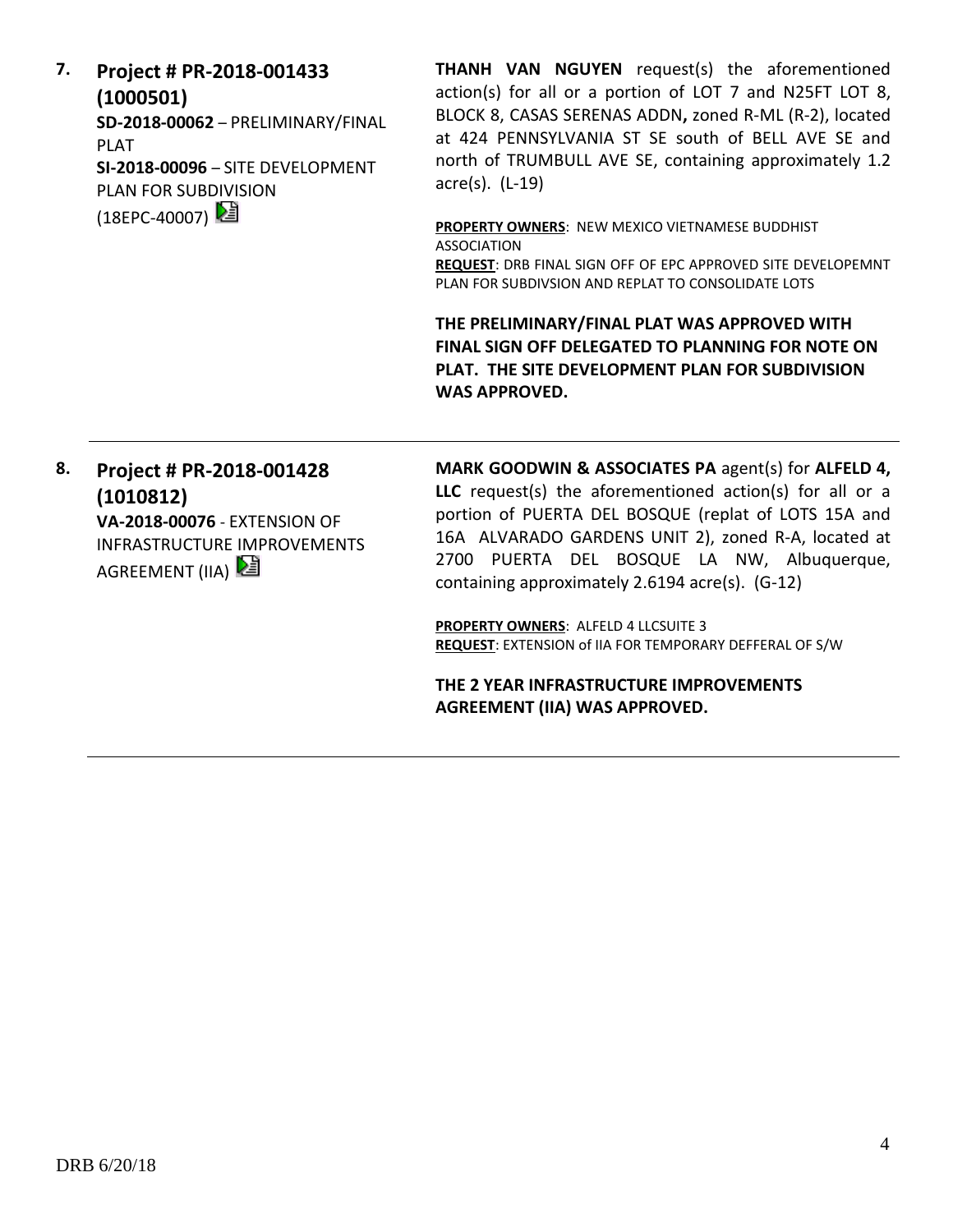**7. Project # PR-2018-001433 (1000501)**

**SD-2018-00062** – PRELIMINARY/FINAL PLAT
**SI-2018-00096** – SITE DEVELOPMENT PLAN FOR SUBDIVISION (18EPC-40007)

**THANH VAN NGUYEN** request(s) the aforementioned action(s) for all or a portion of LOT 7 and N25FT LOT 8, BLOCK 8, CASAS SERENAS ADDN**,** zoned R-ML (R-2), located at 424 PENNSYLVANIA ST SE south of BELL AVE SE and north of TRUMBULL AVE SE, containing approximately 1.2 acre(s). (L-19)

**PROPERTY OWNERS**: NEW MEXICO VIETNAMESE BUDDHIST ASSOCIATION
**REQUEST**: DRB FINAL SIGN OFF OF EPC APPROVED SITE DEVELOPEMNT PLAN FOR SUBDIVSION AND REPLAT TO CONSOLIDATE LOTS

**THE PRELIMINARY/FINAL PLAT WAS APPROVED WITH FINAL SIGN OFF DELEGATED TO PLANNING FOR NOTE ON PLAT. THE SITE DEVELOPMENT PLAN FOR SUBDIVISION WAS APPROVED.**

---

**8. Project # PR-2018-001428 (1010812)**

**VA-2018-00076** - EXTENSION OF INFRASTRUCTURE IMPROVEMENTS AGREEMENT (IIA)

**MARK GOODWIN & ASSOCIATES PA** agent(s) for **ALFELD 4, LLC** request(s) the aforementioned action(s) for all or a portion of PUERTA DEL BOSQUE (replat of LOTS 15A and 16A ALVARADO GARDENS UNIT 2), zoned R-A, located at 2700 PUERTA DEL BOSQUE LA NW, Albuquerque, containing approximately 2.6194 acre(s). (G-12)

**PROPERTY OWNERS**: ALFELD 4 LLCSUITE 3
**REQUEST**: EXTENSION of IIA FOR TEMPORARY DEFFERAL OF S/W

**THE 2 YEAR INFRASTRUCTURE IMPROVEMENTS AGREEMENT (IIA) WAS APPROVED.**

---

DRB 6/20/18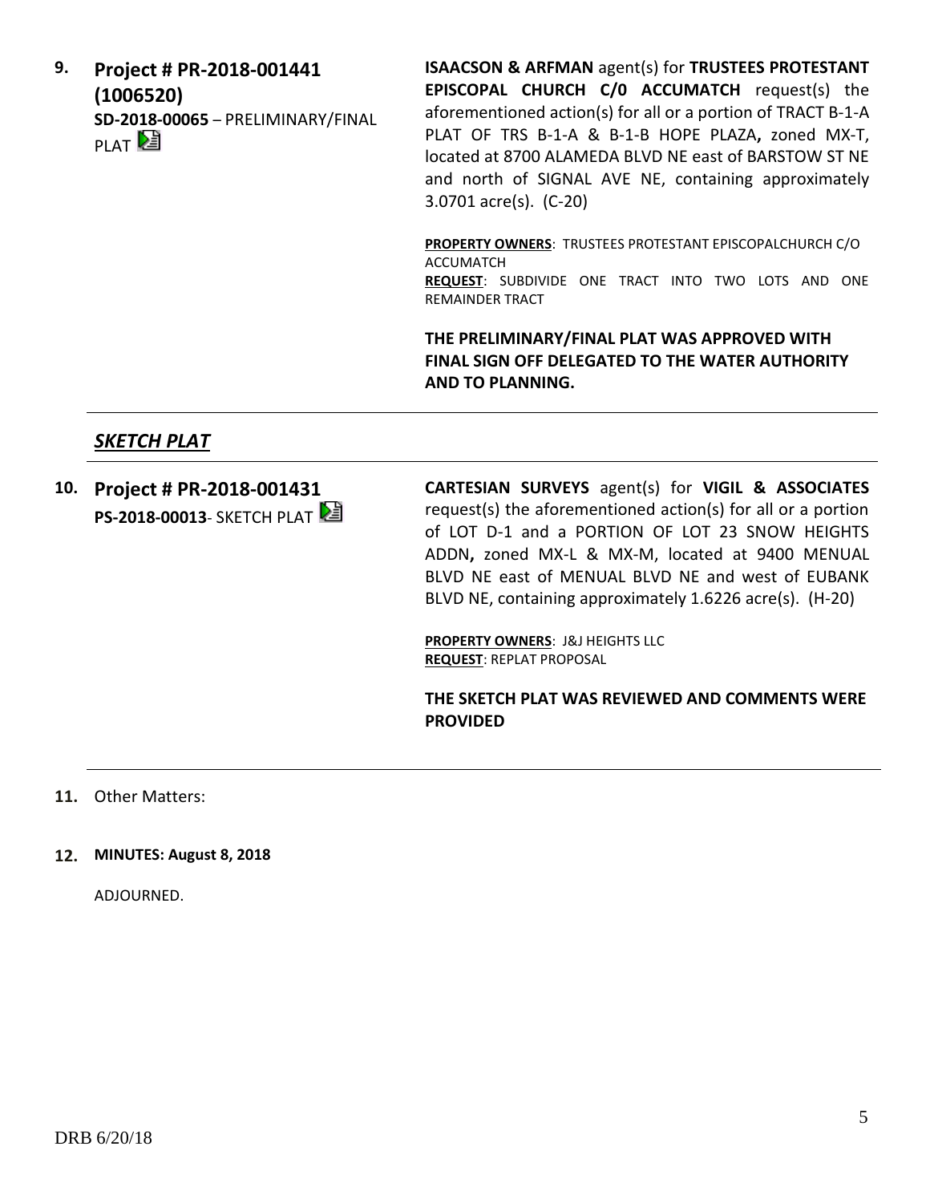9. **Project # PR-2018-001441 (1006520)**
**SD-2018-00065** – PRELIMINARY/FINAL PLAT

**ISAACSON & ARFMAN** agent(s) for **TRUSTEES PROTESTANT EPISCOPAL CHURCH C/0 ACCUMATCH** request(s) the aforementioned action(s) for all or a portion of TRACT B-1-A PLAT OF TRS B-1-A & B-1-B HOPE PLAZA**,** zoned MX-T, located at 8700 ALAMEDA BLVD NE east of BARSTOW ST NE and north of SIGNAL AVE NE, containing approximately 3.0701 acre(s). (C-20)

**PROPERTY OWNERS**: TRUSTEES PROTESTANT EPISCOPALCHURCH C/O ACCUMATCH
**REQUEST**: SUBDIVIDE ONE TRACT INTO TWO LOTS AND ONE REMAINDER TRACT

**THE PRELIMINARY/FINAL PLAT WAS APPROVED WITH FINAL SIGN OFF DELEGATED TO THE WATER AUTHORITY AND TO PLANNING.**

---

***SKETCH PLAT***

---

10. **Project # PR-2018-001431**
**PS-2018-00013**- SKETCH PLAT

**CARTESIAN SURVEYS** agent(s) for **VIGIL & ASSOCIATES** request(s) the aforementioned action(s) for all or a portion of LOT D-1 and a PORTION OF LOT 23 SNOW HEIGHTS ADDN**,** zoned MX-L & MX-M, located at 9400 MENUAL BLVD NE east of MENUAL BLVD NE and west of EUBANK BLVD NE, containing approximately 1.6226 acre(s). (H-20)

**PROPERTY OWNERS**: J&J HEIGHTS LLC
**REQUEST**: REPLAT PROPOSAL

**THE SKETCH PLAT WAS REVIEWED AND COMMENTS WERE PROVIDED**

---

11. Other Matters:

12. **MINUTES: August 8, 2018**

ADJOURNED.